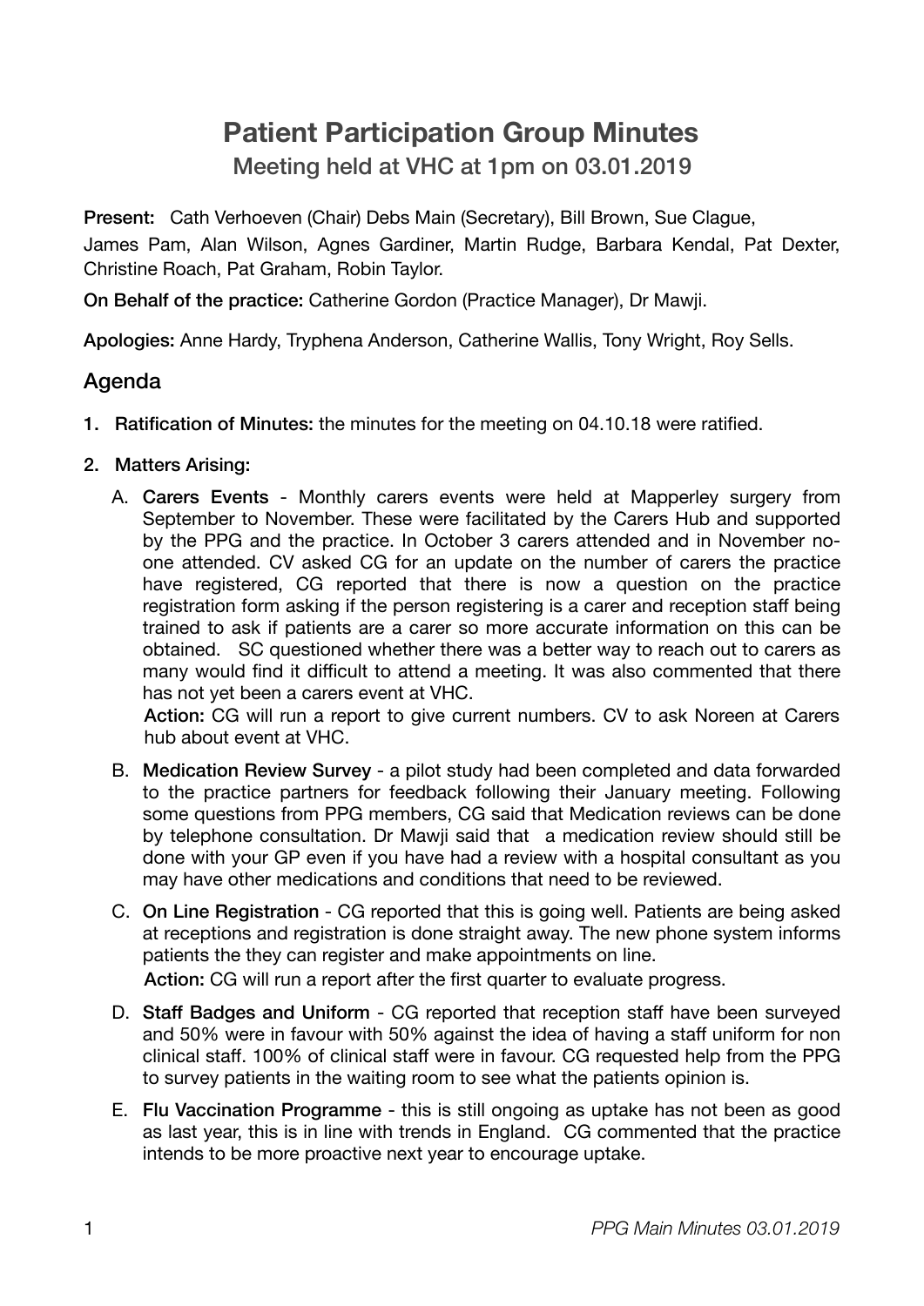# Patient Participation Group Minutes

## Meeting held at VHC at 1pm on 03.01.2019

**Present:** Cath Verhoeven (Chair) Debs Main (Secretary), Bill Brown, Sue Clague, James Pam, Alan Wilson, Agnes Gardiner, Martin Rudge, Barbara Kendal, Pat Dexter, Christine Roach, Pat Graham, Robin Taylor.

**On Behalf of the practice:** Catherine Gordon (Practice Manager), Dr Mawji.

**Apologies:** Anne Hardy, Tryphena Anderson, Catherine Wallis, Tony Wright, Roy Sells.

## Agenda

1. **Ratification of Minutes:** the minutes for the meeting on 04.10.18 were ratified.

2. **Matters Arising:**

   A. **Carers Events** - Monthly carers events were held at Mapperley surgery from September to November. These were facilitated by the Carers Hub and supported by the PPG and the practice. In October 3 carers attended and in November no-one attended. CV asked CG for an update on the number of carers the practice have registered, CG reported that there is now a question on the practice registration form asking if the person registering is a carer and reception staff being trained to ask if patients are a carer so more accurate information on this can be obtained. SC questioned whether there was a better way to reach out to carers as many would find it difficult to attend a meeting. It was also commented that there has not yet been a carers event at VHC.
   **Action:** CG will run a report to give current numbers. CV to ask Noreen at Carers hub about event at VHC.

   B. **Medication Review Survey** - a pilot study had been completed and data forwarded to the practice partners for feedback following their January meeting. Following some questions from PPG members, CG said that Medication reviews can be done by telephone consultation. Dr Mawji said that a medication review should still be done with your GP even if you have had a review with a hospital consultant as you may have other medications and conditions that need to be reviewed.

   C. **On Line Registration** - CG reported that this is going well. Patients are being asked at receptions and registration is done straight away. The new phone system informs patients the they can register and make appointments on line.
   **Action:** CG will run a report after the first quarter to evaluate progress.

   D. **Staff Badges and Uniform** - CG reported that reception staff have been surveyed and 50% were in favour with 50% against the idea of having a staff uniform for non clinical staff. 100% of clinical staff were in favour. CG requested help from the PPG to survey patients in the waiting room to see what the patients opinion is.

   E. **Flu Vaccination Programme** - this is still ongoing as uptake has not been as good as last year, this is in line with trends in England. CG commented that the practice intends to be more proactive next year to encourage uptake.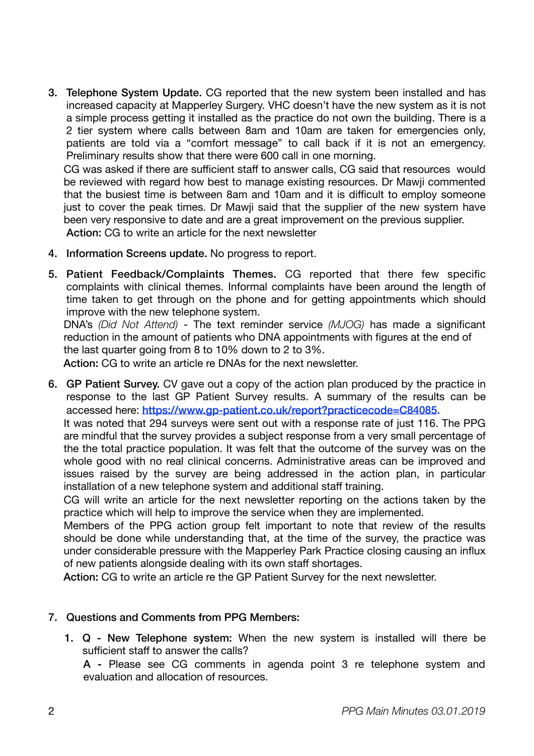3. **Telephone System Update.** CG reported that the new system been installed and has increased capacity at Mapperley Surgery. VHC doesn't have the new system as it is not a simple process getting it installed as the practice do not own the building. There is a 2 tier system where calls between 8am and 10am are taken for emergencies only, patients are told via a "comfort message" to call back if it is not an emergency. Preliminary results show that there were 600 call in one morning.

   CG was asked if there are sufficient staff to answer calls, CG said that resources would be reviewed with regard how best to manage existing resources. Dr Mawji commented that the busiest time is between 8am and 10am and it is difficult to employ someone just to cover the peak times. Dr Mawji said that the supplier of the new system have been very responsive to date and are a great improvement on the previous supplier.

   **Action:** CG to write an article for the next newsletter

4. **Information Screens update.** No progress to report.

5. **Patient Feedback/Complaints Themes.** CG reported that there few specific complaints with clinical themes. Informal complaints have been around the length of time taken to get through on the phone and for getting appointments which should improve with the new telephone system.

   DNA's *(Did Not Attend)* - The text reminder service *(MJOG)* has made a significant reduction in the amount of patients who DNA appointments with figures at the end of the last quarter going from 8 to 10% down to 2 to 3%.

   **Action:** CG to write an article re DNAs for the next newsletter.

6. **GP Patient Survey.** CV gave out a copy of the action plan produced by the practice in response to the last GP Patient Survey results. A summary of the results can be accessed here: [https://www.gp-patient.co.uk/report?practicecode=C84085.](https://www.gp-patient.co.uk/report?practicecode=C84085)

   It was noted that 294 surveys were sent out with a response rate of just 116. The PPG are mindful that the survey provides a subject response from a very small percentage of the the total practice population. It was felt that the outcome of the survey was on the whole good with no real clinical concerns. Administrative areas can be improved and issues raised by the survey are being addressed in the action plan, in particular installation of a new telephone system and additional staff training.

   CG will write an article for the next newsletter reporting on the actions taken by the practice which will help to improve the service when they are implemented.

   Members of the PPG action group felt important to note that review of the results should be done while understanding that, at the time of the survey, the practice was under considerable pressure with the Mapperley Park Practice closing causing an influx of new patients alongside dealing with its own staff shortages.

   **Action:** CG to write an article re the GP Patient Survey for the next newsletter.

7. **Questions and Comments from PPG Members:**

   1. **Q - New Telephone system:** When the new system is installed will there be sufficient staff to answer the calls?

      **A -** Please see CG comments in agenda point 3 re telephone system and evaluation and allocation of resources.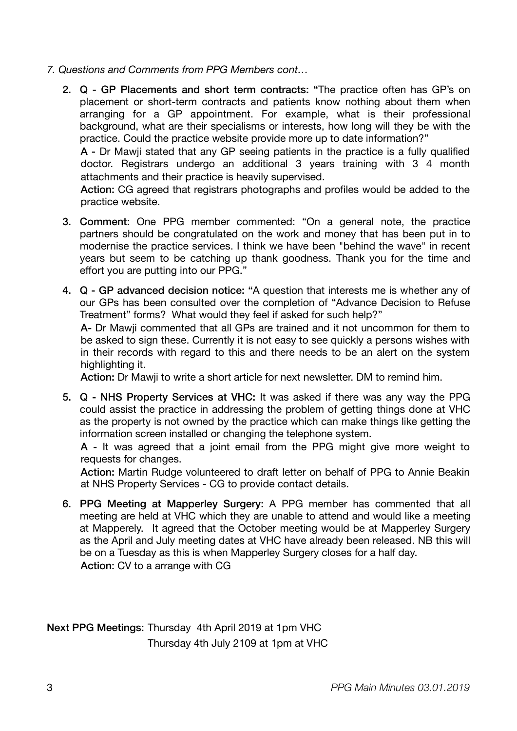*7. Questions and Comments from PPG Members cont…*

2. **Q - GP Placements and short term contracts:** "The practice often has GP's on placement or short-term contracts and patients know nothing about them when arranging for a GP appointment. For example, what is their professional background, what are their specialisms or interests, how long will they be with the practice. Could the practice website provide more up to date information?"
   **A -** Dr Mawji stated that any GP seeing patients in the practice is a fully qualified doctor. Registrars undergo an additional 3 years training with 3 4 month attachments and their practice is heavily supervised.
   **Action:** CG agreed that registrars photographs and profiles would be added to the practice website.

3. **Comment:** One PPG member commented: "On a general note, the practice partners should be congratulated on the work and money that has been put in to modernise the practice services. I think we have been "behind the wave" in recent years but seem to be catching up thank goodness. Thank you for the time and effort you are putting into our PPG."

4. **Q - GP advanced decision notice:** "A question that interests me is whether any of our GPs has been consulted over the completion of "Advance Decision to Refuse Treatment" forms? What would they feel if asked for such help?"
   **A-** Dr Mawji commented that all GPs are trained and it not uncommon for them to be asked to sign these. Currently it is not easy to see quickly a persons wishes with in their records with regard to this and there needs to be an alert on the system highlighting it.
   **Action:** Dr Mawji to write a short article for next newsletter. DM to remind him.

5. **Q - NHS Property Services at VHC:** It was asked if there was any way the PPG could assist the practice in addressing the problem of getting things done at VHC as the property is not owned by the practice which can make things like getting the information screen installed or changing the telephone system.
   **A -** It was agreed that a joint email from the PPG might give more weight to requests for changes.
   **Action:** Martin Rudge volunteered to draft letter on behalf of PPG to Annie Beakin at NHS Property Services - CG to provide contact details.

6. **PPG Meeting at Mapperley Surgery:** A PPG member has commented that all meeting are held at VHC which they are unable to attend and would like a meeting at Mapperely. It agreed that the October meeting would be at Mapperley Surgery as the April and July meeting dates at VHC have already been released. NB this will be on a Tuesday as this is when Mapperley Surgery closes for a half day.
   **Action:** CV to a arrange with CG

**Next PPG Meetings:** Thursday 4th April 2019 at 1pm VHC
Thursday 4th July 2109 at 1pm at VHC